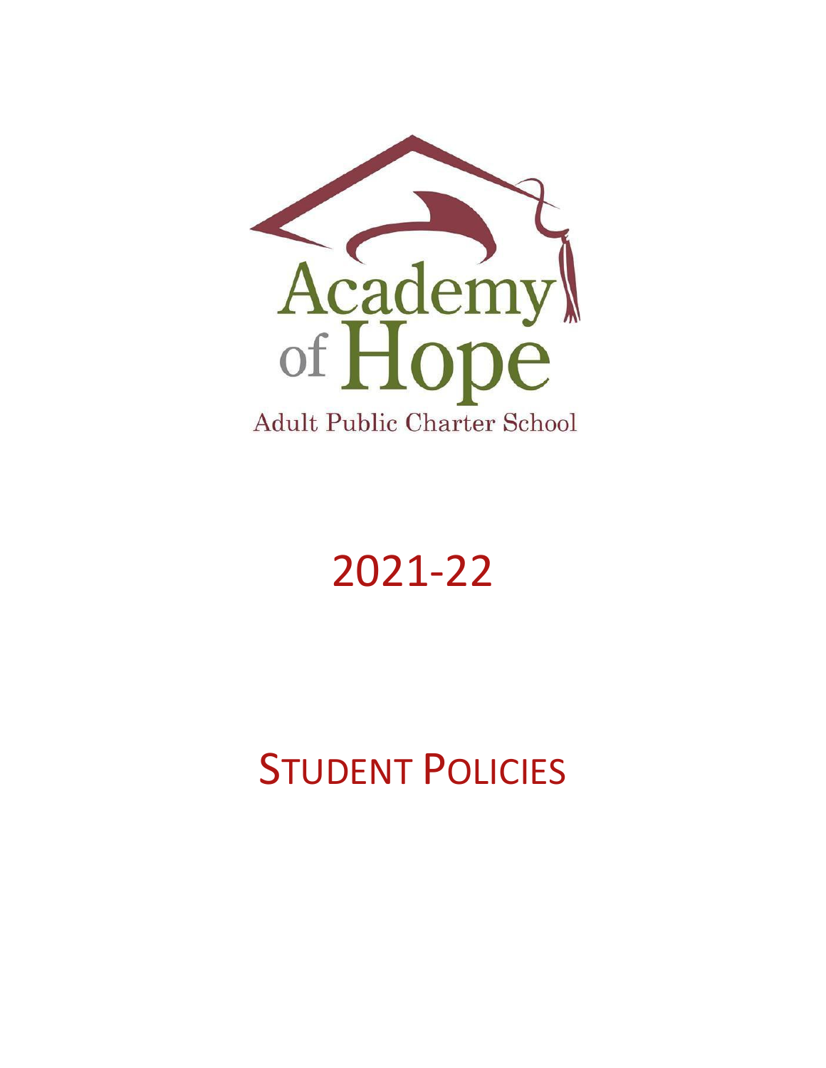Academy of Hope

Adult Public Charter School

# 2021-22

# STUDENT POLICIES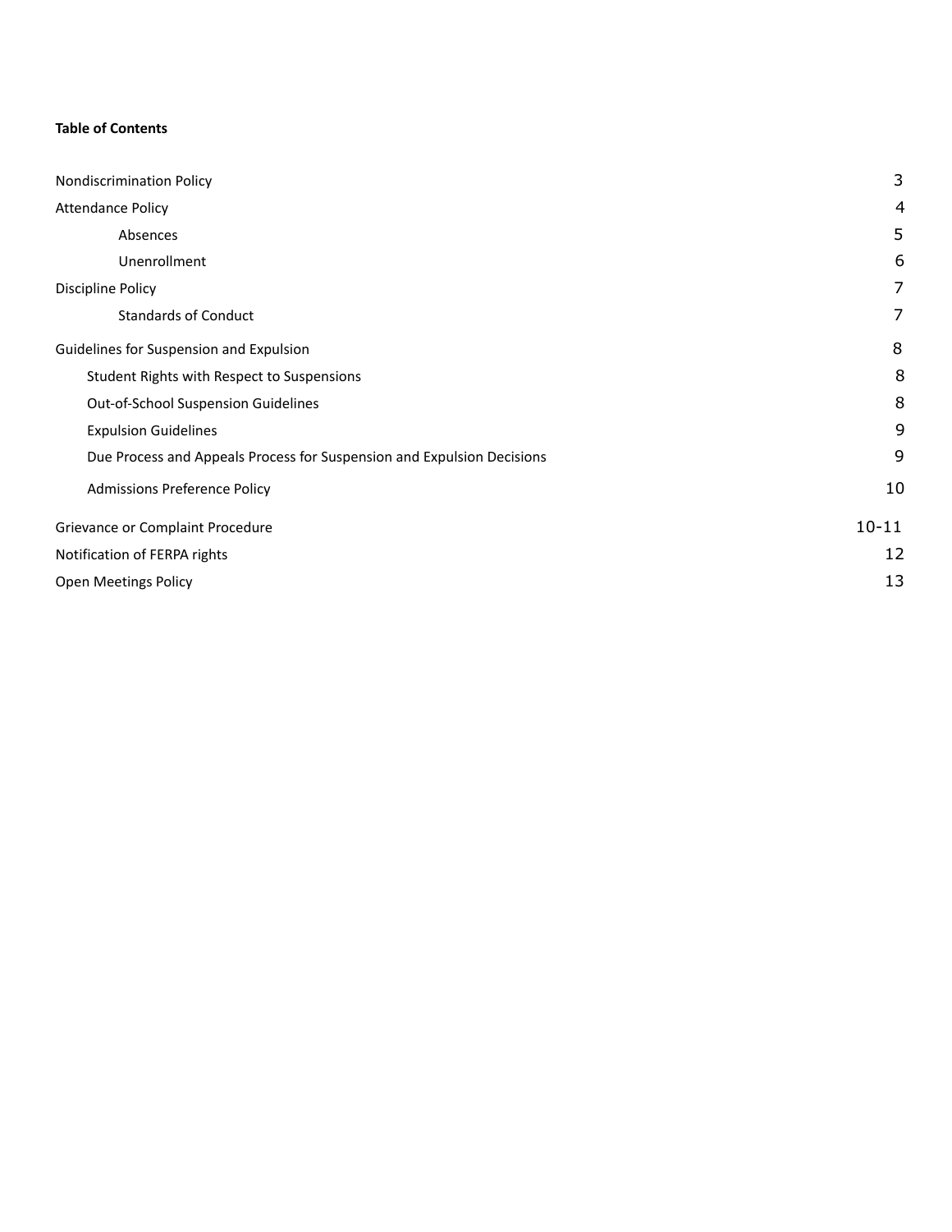**Table of Contents**

| | |
|---|---|
| Nondiscrimination Policy | 3 |
| Attendance Policy | 4 |
| Absences | 5 |
| Unenrollment | 6 |
| Discipline Policy | 7 |
| Standards of Conduct | 7 |
| Guidelines for Suspension and Expulsion | 8 |
| Student Rights with Respect to Suspensions | 8 |
| Out-of-School Suspension Guidelines | 8 |
| Expulsion Guidelines | 9 |
| Due Process and Appeals Process for Suspension and Expulsion Decisions | 9 |
| Admissions Preference Policy | 10 |
| Grievance or Complaint Procedure | 10-11 |
| Notification of FERPA rights | 12 |
| Open Meetings Policy | 13 |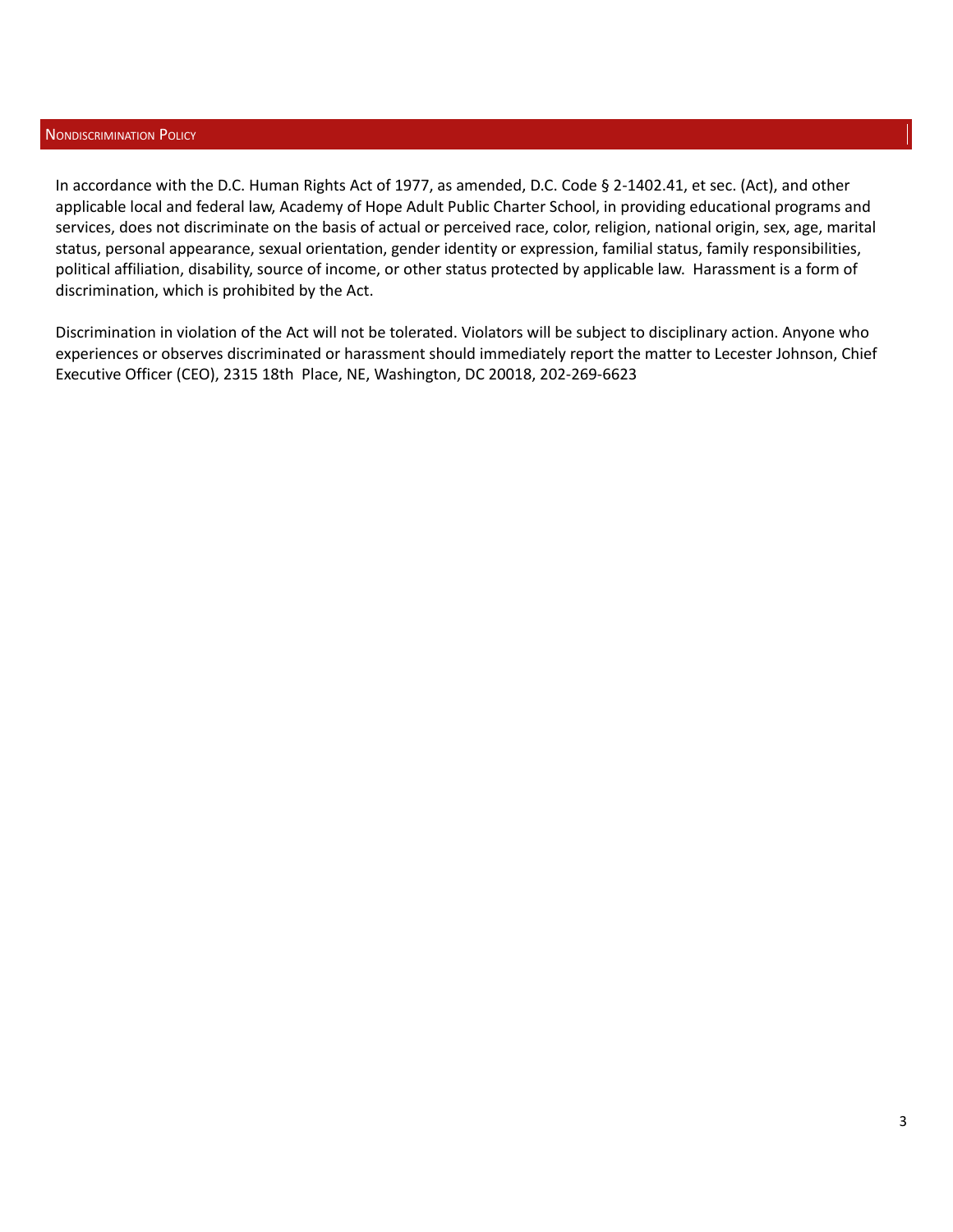## Nondiscrimination Policy

In accordance with the D.C. Human Rights Act of 1977, as amended, D.C. Code § 2-1402.41, et sec. (Act), and other applicable local and federal law, Academy of Hope Adult Public Charter School, in providing educational programs and services, does not discriminate on the basis of actual or perceived race, color, religion, national origin, sex, age, marital status, personal appearance, sexual orientation, gender identity or expression, familial status, family responsibilities, political affiliation, disability, source of income, or other status protected by applicable law. Harassment is a form of discrimination, which is prohibited by the Act.

Discrimination in violation of the Act will not be tolerated. Violators will be subject to disciplinary action. Anyone who experiences or observes discriminated or harassment should immediately report the matter to Lecester Johnson, Chief Executive Officer (CEO), 2315 18th Place, NE, Washington, DC 20018, 202-269-6623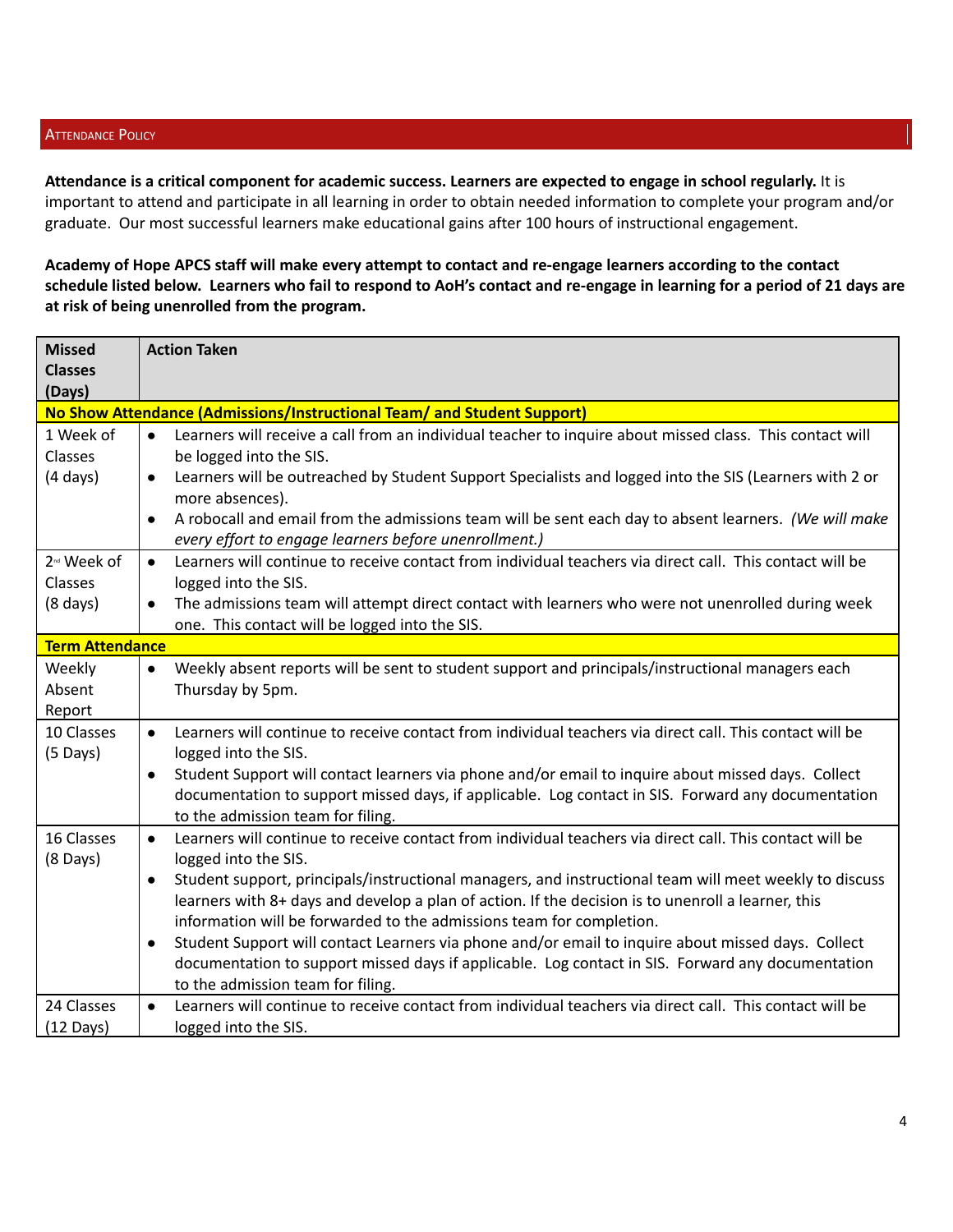## Attendance Policy

**Attendance is a critical component for academic success. Learners are expected to engage in school regularly.** It is important to attend and participate in all learning in order to obtain needed information to complete your program and/or graduate. Our most successful learners make educational gains after 100 hours of instructional engagement.

**Academy of Hope APCS staff will make every attempt to contact and re-engage learners according to the contact schedule listed below. Learners who fail to respond to AoH's contact and re-engage in learning for a period of 21 days are at risk of being unenrolled from the program.**

| Missed Classes (Days) | Action Taken |
|---|---|
| **No Show Attendance (Admissions/Instructional Team/ and Student Support)** | |
| 1 Week of Classes (4 days) | • Learners will receive a call from an individual teacher to inquire about missed class. This contact will be logged into the SIS.<br>• Learners will be outreached by Student Support Specialists and logged into the SIS (Learners with 2 or more absences).<br>• A robocall and email from the admissions team will be sent each day to absent learners. *(We will make every effort to engage learners before unenrollment.)* |
| 2nd Week of Classes (8 days) | • Learners will continue to receive contact from individual teachers via direct call. This contact will be logged into the SIS.<br>• The admissions team will attempt direct contact with learners who were not unenrolled during week one. This contact will be logged into the SIS. |
| **Term Attendance** | |
| Weekly Absent Report | • Weekly absent reports will be sent to student support and principals/instructional managers each Thursday by 5pm. |
| 10 Classes (5 Days) | • Learners will continue to receive contact from individual teachers via direct call. This contact will be logged into the SIS.<br>• Student Support will contact learners via phone and/or email to inquire about missed days. Collect documentation to support missed days, if applicable. Log contact in SIS. Forward any documentation to the admission team for filing. |
| 16 Classes (8 Days) | • Learners will continue to receive contact from individual teachers via direct call. This contact will be logged into the SIS.<br>• Student support, principals/instructional managers, and instructional team will meet weekly to discuss learners with 8+ days and develop a plan of action. If the decision is to unenroll a learner, this information will be forwarded to the admissions team for completion.<br>• Student Support will contact Learners via phone and/or email to inquire about missed days. Collect documentation to support missed days if applicable. Log contact in SIS. Forward any documentation to the admission team for filing. |
| 24 Classes (12 Days) | • Learners will continue to receive contact from individual teachers via direct call. This contact will be logged into the SIS. |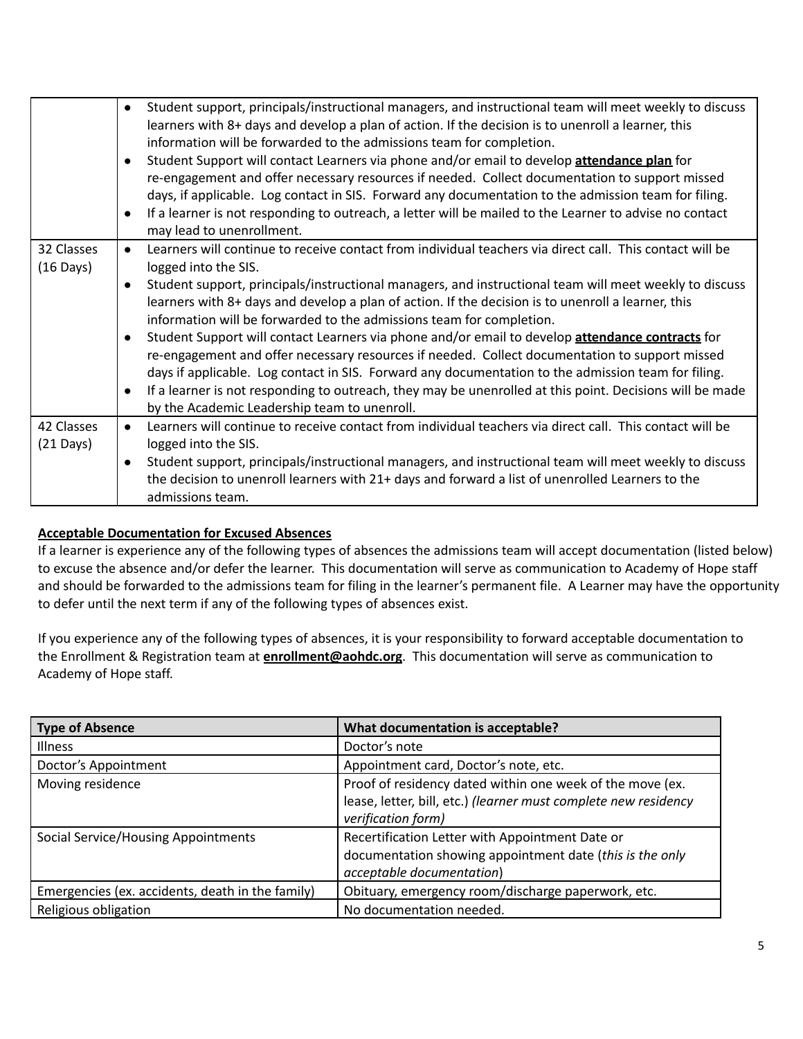| | |
|---|---|
| | • Student support, principals/instructional managers, and instructional team will meet weekly to discuss learners with 8+ days and develop a plan of action. If the decision is to unenroll a learner, this information will be forwarded to the admissions team for completion.<br>• Student Support will contact Learners via phone and/or email to develop **attendance plan** for re-engagement and offer necessary resources if needed. Collect documentation to support missed days, if applicable. Log contact in SIS. Forward any documentation to the admission team for filing.<br>• If a learner is not responding to outreach, a letter will be mailed to the Learner to advise no contact may lead to unenrollment. |
| 32 Classes (16 Days) | • Learners will continue to receive contact from individual teachers via direct call. This contact will be logged into the SIS.<br>• Student support, principals/instructional managers, and instructional team will meet weekly to discuss learners with 8+ days and develop a plan of action. If the decision is to unenroll a learner, this information will be forwarded to the admissions team for completion.<br>• Student Support will contact Learners via phone and/or email to develop **attendance contracts** for re-engagement and offer necessary resources if needed. Collect documentation to support missed days if applicable. Log contact in SIS. Forward any documentation to the admission team for filing.<br>• If a learner is not responding to outreach, they may be unenrolled at this point. Decisions will be made by the Academic Leadership team to unenroll. |
| 42 Classes (21 Days) | • Learners will continue to receive contact from individual teachers via direct call. This contact will be logged into the SIS.<br>• Student support, principals/instructional managers, and instructional team will meet weekly to discuss the decision to unenroll learners with 21+ days and forward a list of unenrolled Learners to the admissions team. |

**Acceptable Documentation for Excused Absences**

If a learner is experience any of the following types of absences the admissions team will accept documentation (listed below) to excuse the absence and/or defer the learner. This documentation will serve as communication to Academy of Hope staff and should be forwarded to the admissions team for filing in the learner's permanent file. A Learner may have the opportunity to defer until the next term if any of the following types of absences exist.

If you experience any of the following types of absences, it is your responsibility to forward acceptable documentation to the Enrollment & Registration team at **enrollment@aohdc.org**. This documentation will serve as communication to Academy of Hope staff.

| Type of Absence | What documentation is acceptable? |
|---|---|
| Illness | Doctor's note |
| Doctor's Appointment | Appointment card, Doctor's note, etc. |
| Moving residence | Proof of residency dated within one week of the move (ex. lease, letter, bill, etc.) *(learner must complete new residency verification form)* |
| Social Service/Housing Appointments | Recertification Letter with Appointment Date or documentation showing appointment date (*this is the only acceptable documentation*) |
| Emergencies (ex. accidents, death in the family) | Obituary, emergency room/discharge paperwork, etc. |
| Religious obligation | No documentation needed. |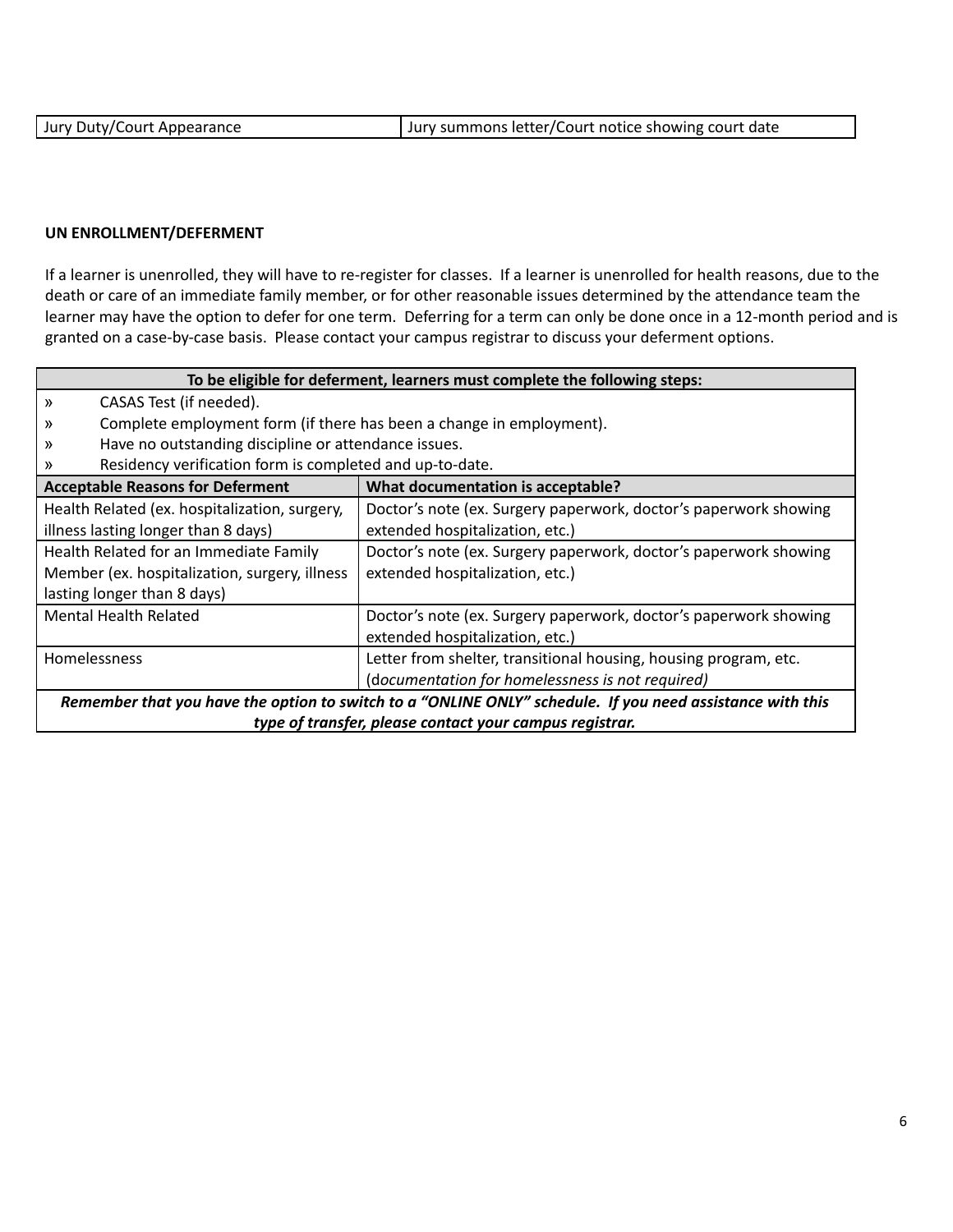| Jury Duty/Court Appearance | Jury summons letter/Court notice showing court date |
|---|---|

**UN ENROLLMENT/DEFERMENT**

If a learner is unenrolled, they will have to re-register for classes. If a learner is unenrolled for health reasons, due to the death or care of an immediate family member, or for other reasonable issues determined by the attendance team the learner may have the option to defer for one term. Deferring for a term can only be done once in a 12-month period and is granted on a case-by-case basis. Please contact your campus registrar to discuss your deferment options.

| **To be eligible for deferment, learners must complete the following steps:** | |
|---|---|
| » CASAS Test (if needed). | |
| » Complete employment form (if there has been a change in employment). | |
| » Have no outstanding discipline or attendance issues. | |
| » Residency verification form is completed and up-to-date. | |
| **Acceptable Reasons for Deferment** | **What documentation is acceptable?** |
| Health Related (ex. hospitalization, surgery, illness lasting longer than 8 days) | Doctor's note (ex. Surgery paperwork, doctor's paperwork showing extended hospitalization, etc.) |
| Health Related for an Immediate Family Member (ex. hospitalization, surgery, illness lasting longer than 8 days) | Doctor's note (ex. Surgery paperwork, doctor's paperwork showing extended hospitalization, etc.) |
| Mental Health Related | Doctor's note (ex. Surgery paperwork, doctor's paperwork showing extended hospitalization, etc.) |
| Homelessness | Letter from shelter, transitional housing, housing program, etc. (*documentation for homelessness is not required)* |
| ***Remember that you have the option to switch to a "ONLINE ONLY" schedule. If you need assistance with this type of transfer, please contact your campus registrar.*** | |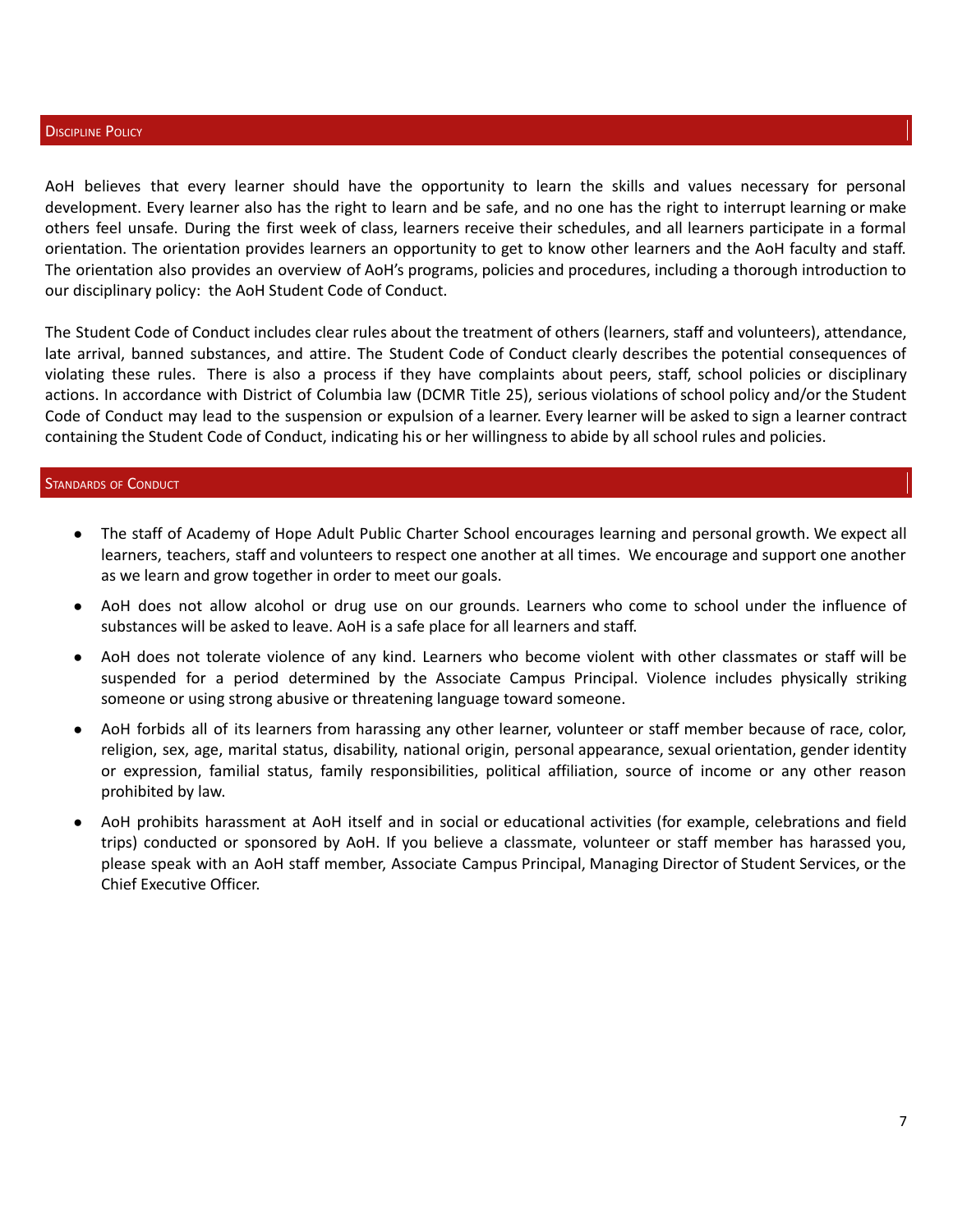## Discipline Policy

AoH believes that every learner should have the opportunity to learn the skills and values necessary for personal development. Every learner also has the right to learn and be safe, and no one has the right to interrupt learning or make others feel unsafe. During the first week of class, learners receive their schedules, and all learners participate in a formal orientation. The orientation provides learners an opportunity to get to know other learners and the AoH faculty and staff. The orientation also provides an overview of AoH's programs, policies and procedures, including a thorough introduction to our disciplinary policy: the AoH Student Code of Conduct.

The Student Code of Conduct includes clear rules about the treatment of others (learners, staff and volunteers), attendance, late arrival, banned substances, and attire. The Student Code of Conduct clearly describes the potential consequences of violating these rules. There is also a process if they have complaints about peers, staff, school policies or disciplinary actions. In accordance with District of Columbia law (DCMR Title 25), serious violations of school policy and/or the Student Code of Conduct may lead to the suspension or expulsion of a learner. Every learner will be asked to sign a learner contract containing the Student Code of Conduct, indicating his or her willingness to abide by all school rules and policies.

## Standards of Conduct

- The staff of Academy of Hope Adult Public Charter School encourages learning and personal growth. We expect all learners, teachers, staff and volunteers to respect one another at all times. We encourage and support one another as we learn and grow together in order to meet our goals.
- AoH does not allow alcohol or drug use on our grounds. Learners who come to school under the influence of substances will be asked to leave. AoH is a safe place for all learners and staff.
- AoH does not tolerate violence of any kind. Learners who become violent with other classmates or staff will be suspended for a period determined by the Associate Campus Principal. Violence includes physically striking someone or using strong abusive or threatening language toward someone.
- AoH forbids all of its learners from harassing any other learner, volunteer or staff member because of race, color, religion, sex, age, marital status, disability, national origin, personal appearance, sexual orientation, gender identity or expression, familial status, family responsibilities, political affiliation, source of income or any other reason prohibited by law.
- AoH prohibits harassment at AoH itself and in social or educational activities (for example, celebrations and field trips) conducted or sponsored by AoH. If you believe a classmate, volunteer or staff member has harassed you, please speak with an AoH staff member, Associate Campus Principal, Managing Director of Student Services, or the Chief Executive Officer.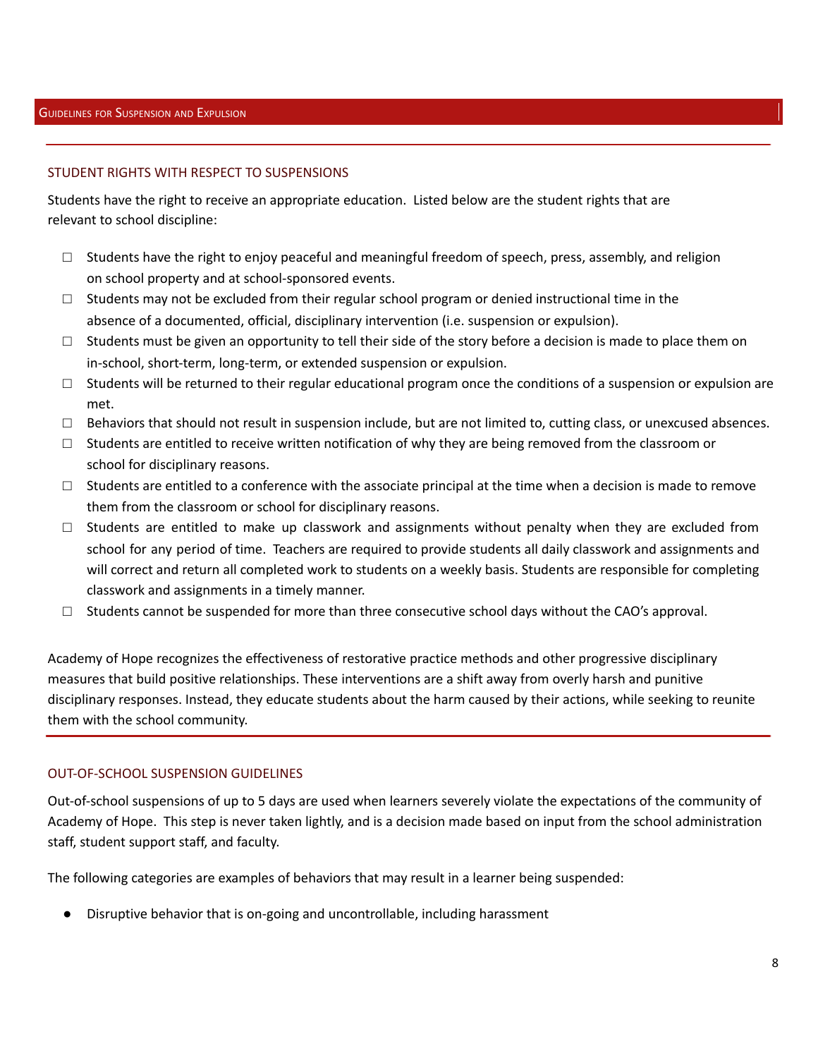## STUDENT RIGHTS WITH RESPECT TO SUSPENSIONS

Students have the right to receive an appropriate education. Listed below are the student rights that are relevant to school discipline:

- ☐ Students have the right to enjoy peaceful and meaningful freedom of speech, press, assembly, and religion on school property and at school-sponsored events.
- ☐ Students may not be excluded from their regular school program or denied instructional time in the absence of a documented, official, disciplinary intervention (i.e. suspension or expulsion).
- ☐ Students must be given an opportunity to tell their side of the story before a decision is made to place them on in-school, short-term, long-term, or extended suspension or expulsion.
- ☐ Students will be returned to their regular educational program once the conditions of a suspension or expulsion are met.
- ☐ Behaviors that should not result in suspension include, but are not limited to, cutting class, or unexcused absences.
- ☐ Students are entitled to receive written notification of why they are being removed from the classroom or school for disciplinary reasons.
- ☐ Students are entitled to a conference with the associate principal at the time when a decision is made to remove them from the classroom or school for disciplinary reasons.
- ☐ Students are entitled to make up classwork and assignments without penalty when they are excluded from school for any period of time. Teachers are required to provide students all daily classwork and assignments and will correct and return all completed work to students on a weekly basis. Students are responsible for completing classwork and assignments in a timely manner.
- ☐ Students cannot be suspended for more than three consecutive school days without the CAO's approval.

Academy of Hope recognizes the effectiveness of restorative practice methods and other progressive disciplinary measures that build positive relationships. These interventions are a shift away from overly harsh and punitive disciplinary responses. Instead, they educate students about the harm caused by their actions, while seeking to reunite them with the school community.

## OUT-OF-SCHOOL SUSPENSION GUIDELINES

Out-of-school suspensions of up to 5 days are used when learners severely violate the expectations of the community of Academy of Hope. This step is never taken lightly, and is a decision made based on input from the school administration staff, student support staff, and faculty.

The following categories are examples of behaviors that may result in a learner being suspended:

- Disruptive behavior that is on-going and uncontrollable, including harassment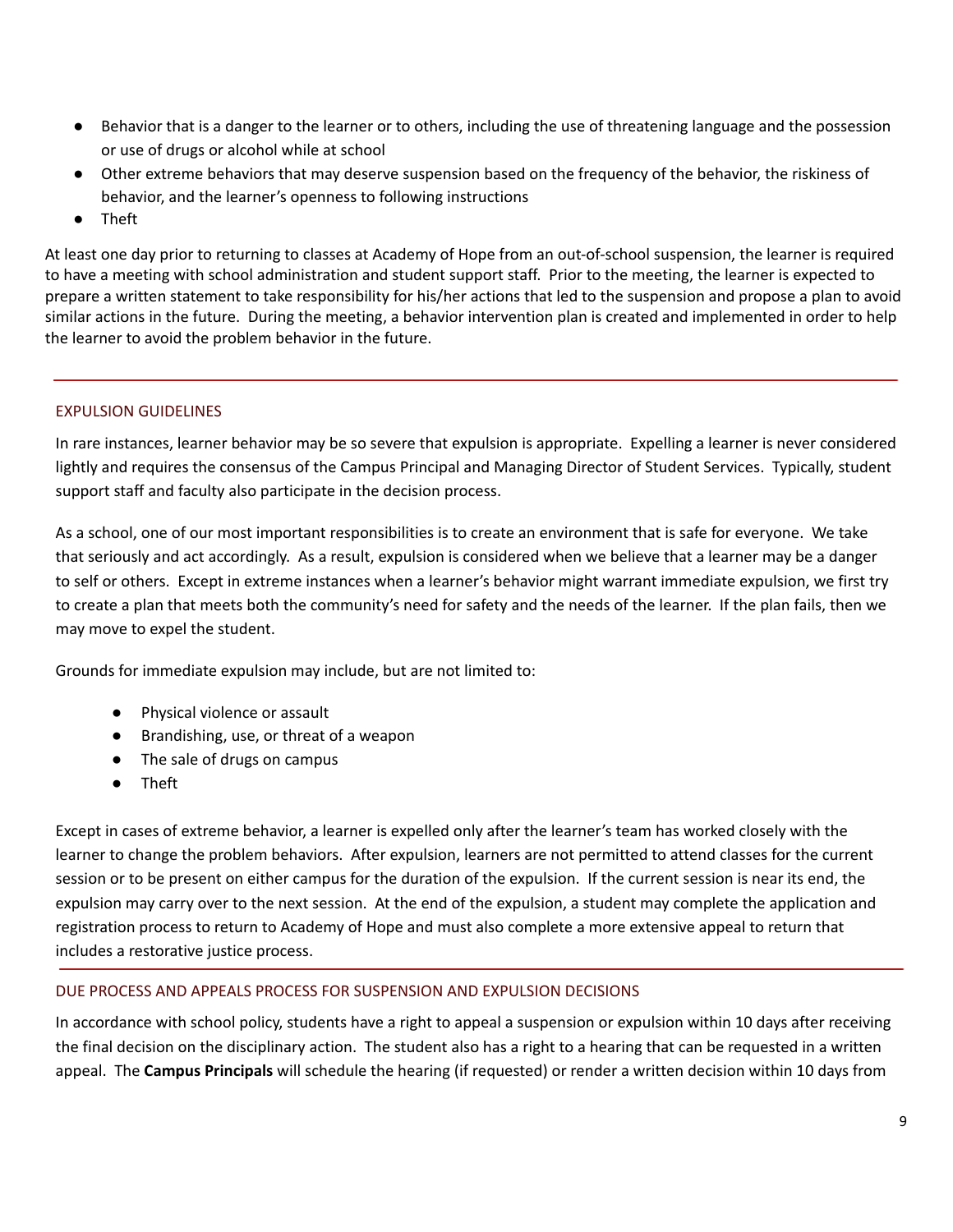- Behavior that is a danger to the learner or to others, including the use of threatening language and the possession or use of drugs or alcohol while at school
- Other extreme behaviors that may deserve suspension based on the frequency of the behavior, the riskiness of behavior, and the learner's openness to following instructions
- Theft

At least one day prior to returning to classes at Academy of Hope from an out-of-school suspension, the learner is required to have a meeting with school administration and student support staff. Prior to the meeting, the learner is expected to prepare a written statement to take responsibility for his/her actions that led to the suspension and propose a plan to avoid similar actions in the future. During the meeting, a behavior intervention plan is created and implemented in order to help the learner to avoid the problem behavior in the future.

---

## EXPULSION GUIDELINES

In rare instances, learner behavior may be so severe that expulsion is appropriate. Expelling a learner is never considered lightly and requires the consensus of the Campus Principal and Managing Director of Student Services. Typically, student support staff and faculty also participate in the decision process.

As a school, one of our most important responsibilities is to create an environment that is safe for everyone. We take that seriously and act accordingly. As a result, expulsion is considered when we believe that a learner may be a danger to self or others. Except in extreme instances when a learner's behavior might warrant immediate expulsion, we first try to create a plan that meets both the community's need for safety and the needs of the learner. If the plan fails, then we may move to expel the student.

Grounds for immediate expulsion may include, but are not limited to:

- Physical violence or assault
- Brandishing, use, or threat of a weapon
- The sale of drugs on campus
- Theft

Except in cases of extreme behavior, a learner is expelled only after the learner's team has worked closely with the learner to change the problem behaviors. After expulsion, learners are not permitted to attend classes for the current session or to be present on either campus for the duration of the expulsion. If the current session is near its end, the expulsion may carry over to the next session. At the end of the expulsion, a student may complete the application and registration process to return to Academy of Hope and must also complete a more extensive appeal to return that includes a restorative justice process.

---

## DUE PROCESS AND APPEALS PROCESS FOR SUSPENSION AND EXPULSION DECISIONS

In accordance with school policy, students have a right to appeal a suspension or expulsion within 10 days after receiving the final decision on the disciplinary action. The student also has a right to a hearing that can be requested in a written appeal. The **Campus Principals** will schedule the hearing (if requested) or render a written decision within 10 days from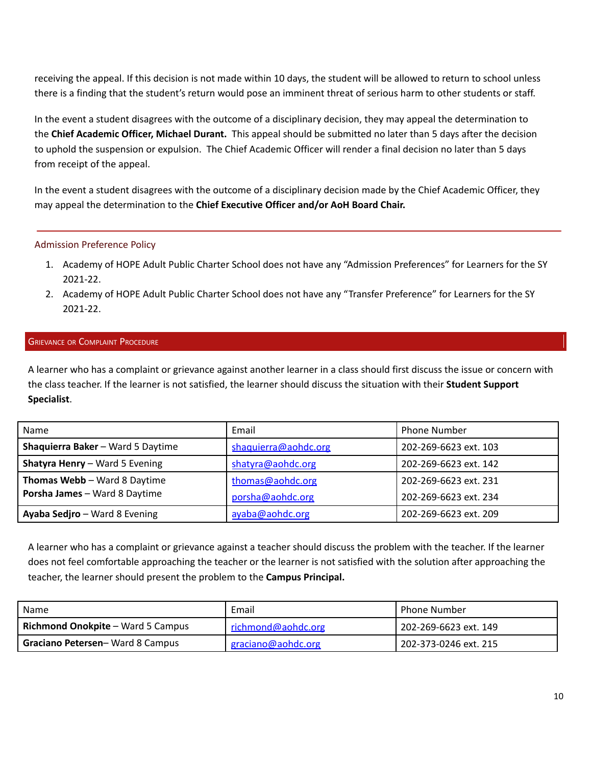receiving the appeal. If this decision is not made within 10 days, the student will be allowed to return to school unless there is a finding that the student's return would pose an imminent threat of serious harm to other students or staff.

In the event a student disagrees with the outcome of a disciplinary decision, they may appeal the determination to the **Chief Academic Officer, Michael Durant.** This appeal should be submitted no later than 5 days after the decision to uphold the suspension or expulsion. The Chief Academic Officer will render a final decision no later than 5 days from receipt of the appeal.

In the event a student disagrees with the outcome of a disciplinary decision made by the Chief Academic Officer, they may appeal the determination to the **Chief Executive Officer and/or AoH Board Chair.**

---

### Admission Preference Policy

1. Academy of HOPE Adult Public Charter School does not have any "Admission Preferences" for Learners for the SY 2021-22.
2. Academy of HOPE Adult Public Charter School does not have any "Transfer Preference" for Learners for the SY 2021-22.

## Grievance or Complaint Procedure

A learner who has a complaint or grievance against another learner in a class should first discuss the issue or concern with the class teacher. If the learner is not satisfied, the learner should discuss the situation with their **Student Support Specialist**.

| Name | Email | Phone Number |
|---|---|---|
| **Shaquierra Baker** – Ward 5 Daytime | shaquierra@aohdc.org | 202-269-6623 ext. 103 |
| **Shatyra Henry** – Ward 5 Evening | shatyra@aohdc.org | 202-269-6623 ext. 142 |
| **Thomas Webb** – Ward 8 Daytime<br>**Porsha James** – Ward 8 Daytime | thomas@aohdc.org<br>porsha@aohdc.org | 202-269-6623 ext. 231<br>202-269-6623 ext. 234 |
| **Ayaba Sedjro** – Ward 8 Evening | ayaba@aohdc.org | 202-269-6623 ext. 209 |

A learner who has a complaint or grievance against a teacher should discuss the problem with the teacher. If the learner does not feel comfortable approaching the teacher or the learner is not satisfied with the solution after approaching the teacher, the learner should present the problem to the **Campus Principal.**

| Name | Email | Phone Number |
|---|---|---|
| **Richmond Onokpite** – Ward 5 Campus | richmond@aohdc.org | 202-269-6623 ext. 149 |
| **Graciano Petersen**– Ward 8 Campus | graciano@aohdc.org | 202-373-0246 ext. 215 |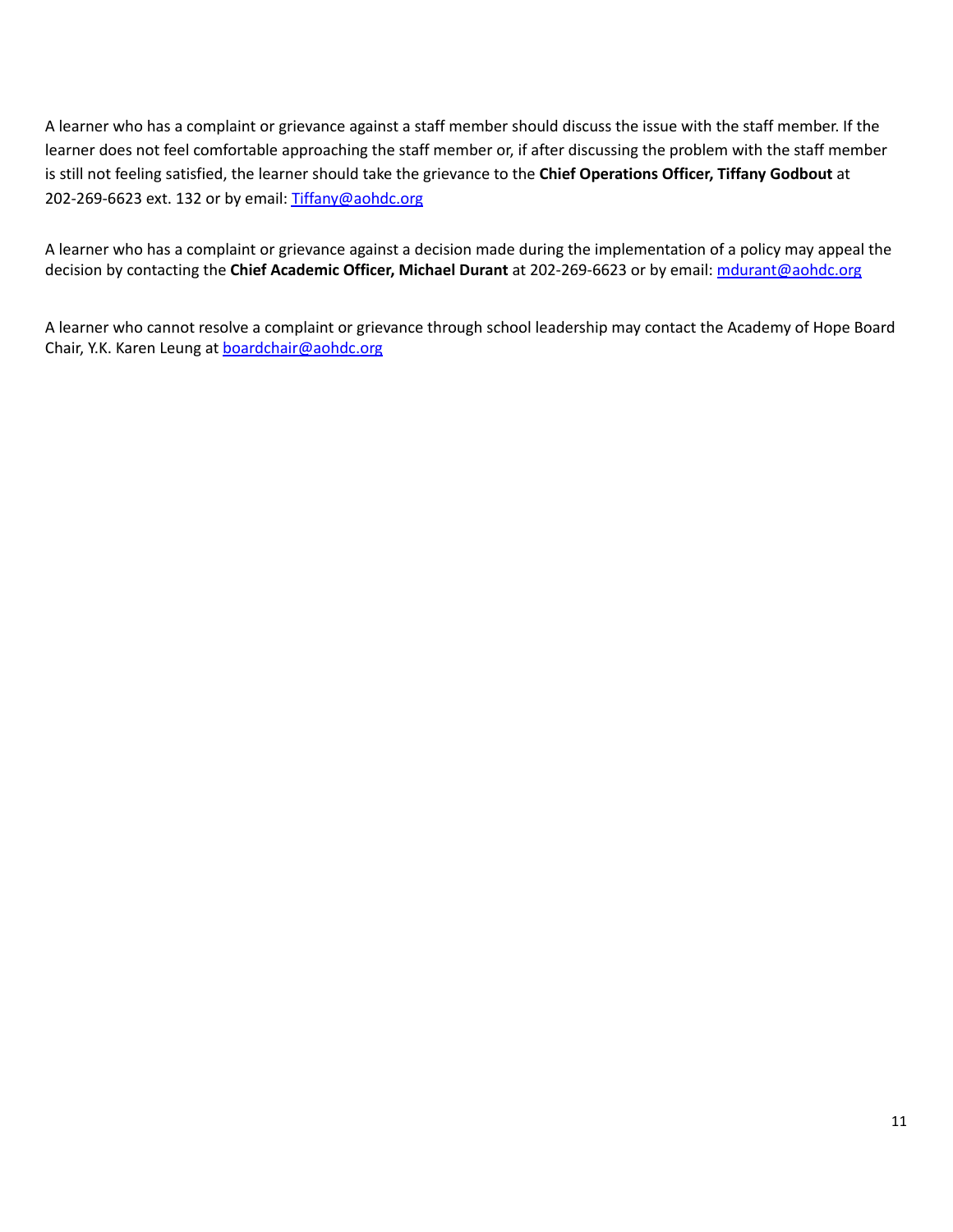A learner who has a complaint or grievance against a staff member should discuss the issue with the staff member. If the learner does not feel comfortable approaching the staff member or, if after discussing the problem with the staff member is still not feeling satisfied, the learner should take the grievance to the **Chief Operations Officer, Tiffany Godbout** at 202-269-6623 ext. 132 or by email: [Tiffany@aohdc.org](mailto:Tiffany@aohdc.org)

A learner who has a complaint or grievance against a decision made during the implementation of a policy may appeal the decision by contacting the **Chief Academic Officer, Michael Durant** at 202-269-6623 or by email: [mdurant@aohdc.org](mailto:mdurant@aohdc.org)

A learner who cannot resolve a complaint or grievance through school leadership may contact the Academy of Hope Board Chair, Y.K. Karen Leung at [boardchair@aohdc.org](mailto:boardchair@aohdc.org)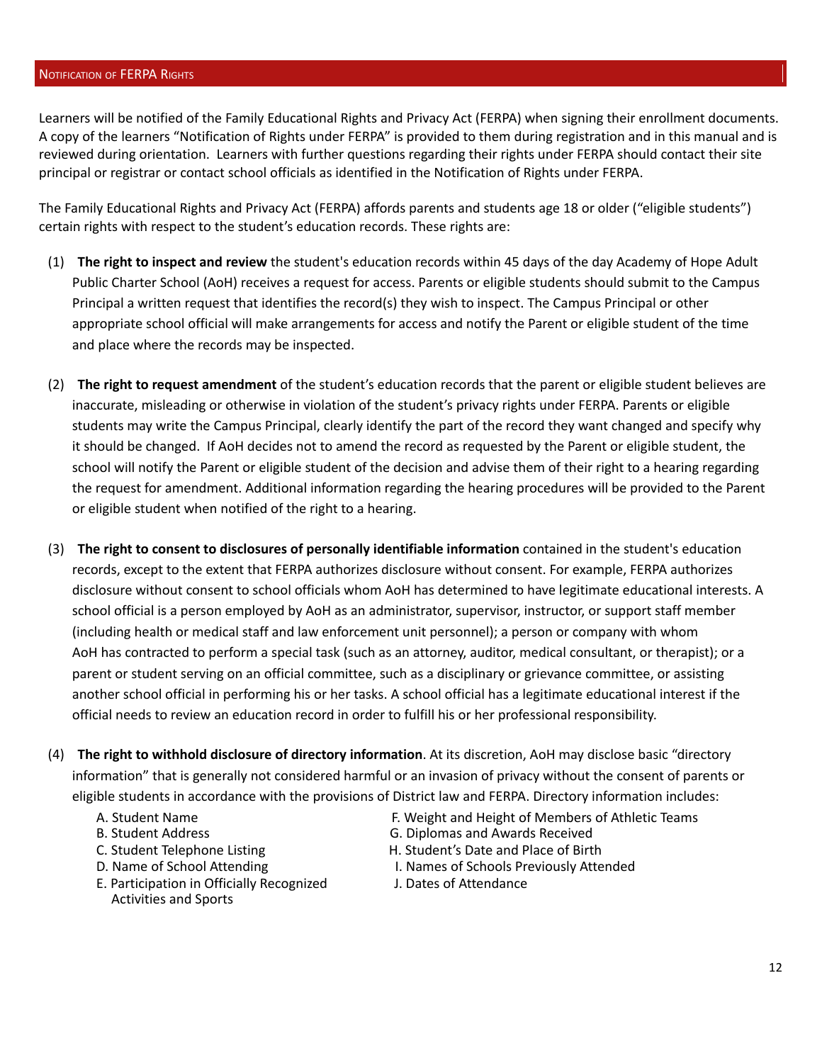## Notification of FERPA Rights

Learners will be notified of the Family Educational Rights and Privacy Act (FERPA) when signing their enrollment documents. A copy of the learners "Notification of Rights under FERPA" is provided to them during registration and in this manual and is reviewed during orientation. Learners with further questions regarding their rights under FERPA should contact their site principal or registrar or contact school officials as identified in the Notification of Rights under FERPA.

The Family Educational Rights and Privacy Act (FERPA) affords parents and students age 18 or older ("eligible students") certain rights with respect to the student's education records. These rights are:

(1) **The right to inspect and review** the student's education records within 45 days of the day Academy of Hope Adult Public Charter School (AoH) receives a request for access. Parents or eligible students should submit to the Campus Principal a written request that identifies the record(s) they wish to inspect. The Campus Principal or other appropriate school official will make arrangements for access and notify the Parent or eligible student of the time and place where the records may be inspected.

(2) **The right to request amendment** of the student's education records that the parent or eligible student believes are inaccurate, misleading or otherwise in violation of the student's privacy rights under FERPA. Parents or eligible students may write the Campus Principal, clearly identify the part of the record they want changed and specify why it should be changed. If AoH decides not to amend the record as requested by the Parent or eligible student, the school will notify the Parent or eligible student of the decision and advise them of their right to a hearing regarding the request for amendment. Additional information regarding the hearing procedures will be provided to the Parent or eligible student when notified of the right to a hearing.

(3) **The right to consent to disclosures of personally identifiable information** contained in the student's education records, except to the extent that FERPA authorizes disclosure without consent. For example, FERPA authorizes disclosure without consent to school officials whom AoH has determined to have legitimate educational interests. A school official is a person employed by AoH as an administrator, supervisor, instructor, or support staff member (including health or medical staff and law enforcement unit personnel); a person or company with whom AoH has contracted to perform a special task (such as an attorney, auditor, medical consultant, or therapist); or a parent or student serving on an official committee, such as a disciplinary or grievance committee, or assisting another school official in performing his or her tasks. A school official has a legitimate educational interest if the official needs to review an education record in order to fulfill his or her professional responsibility.

(4) **The right to withhold disclosure of directory information**. At its discretion, AoH may disclose basic "directory information" that is generally not considered harmful or an invasion of privacy without the consent of parents or eligible students in accordance with the provisions of District law and FERPA. Directory information includes:

A. Student Name
B. Student Address
C. Student Telephone Listing
D. Name of School Attending
E. Participation in Officially Recognized Activities and Sports
F. Weight and Height of Members of Athletic Teams
G. Diplomas and Awards Received
H. Student's Date and Place of Birth
I. Names of Schools Previously Attended
J. Dates of Attendance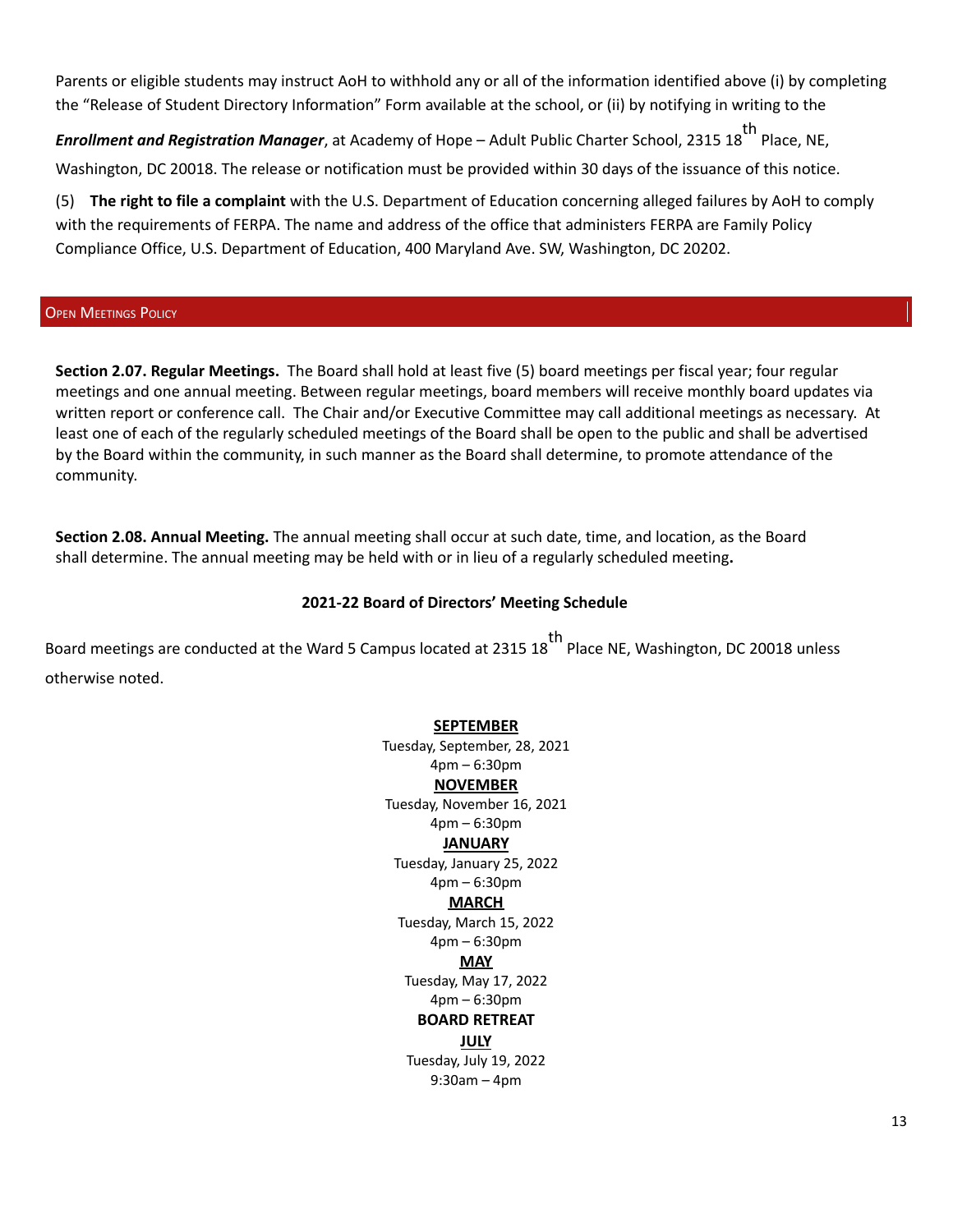Parents or eligible students may instruct AoH to withhold any or all of the information identified above (i) by completing the "Release of Student Directory Information" Form available at the school, or (ii) by notifying in writing to the

***Enrollment and Registration Manager***, at Academy of Hope – Adult Public Charter School, 2315 18th Place, NE, Washington, DC 20018. The release or notification must be provided within 30 days of the issuance of this notice.

(5) **The right to file a complaint** with the U.S. Department of Education concerning alleged failures by AoH to comply with the requirements of FERPA. The name and address of the office that administers FERPA are Family Policy Compliance Office, U.S. Department of Education, 400 Maryland Ave. SW, Washington, DC 20202.

## Open Meetings Policy

**Section 2.07. Regular Meetings.** The Board shall hold at least five (5) board meetings per fiscal year; four regular meetings and one annual meeting. Between regular meetings, board members will receive monthly board updates via written report or conference call. The Chair and/or Executive Committee may call additional meetings as necessary. At least one of each of the regularly scheduled meetings of the Board shall be open to the public and shall be advertised by the Board within the community, in such manner as the Board shall determine, to promote attendance of the community.

**Section 2.08. Annual Meeting.** The annual meeting shall occur at such date, time, and location, as the Board shall determine. The annual meeting may be held with or in lieu of a regularly scheduled meeting**.**

### 2021-22 Board of Directors' Meeting Schedule

Board meetings are conducted at the Ward 5 Campus located at 2315 18th Place NE, Washington, DC 20018 unless otherwise noted.

**SEPTEMBER**
Tuesday, September, 28, 2021
4pm – 6:30pm

**NOVEMBER**
Tuesday, November 16, 2021
4pm – 6:30pm

**JANUARY**
Tuesday, January 25, 2022
4pm – 6:30pm

**MARCH**
Tuesday, March 15, 2022
4pm – 6:30pm

**MAY**
Tuesday, May 17, 2022
4pm – 6:30pm

**BOARD RETREAT**

**JULY**
Tuesday, July 19, 2022
9:30am – 4pm